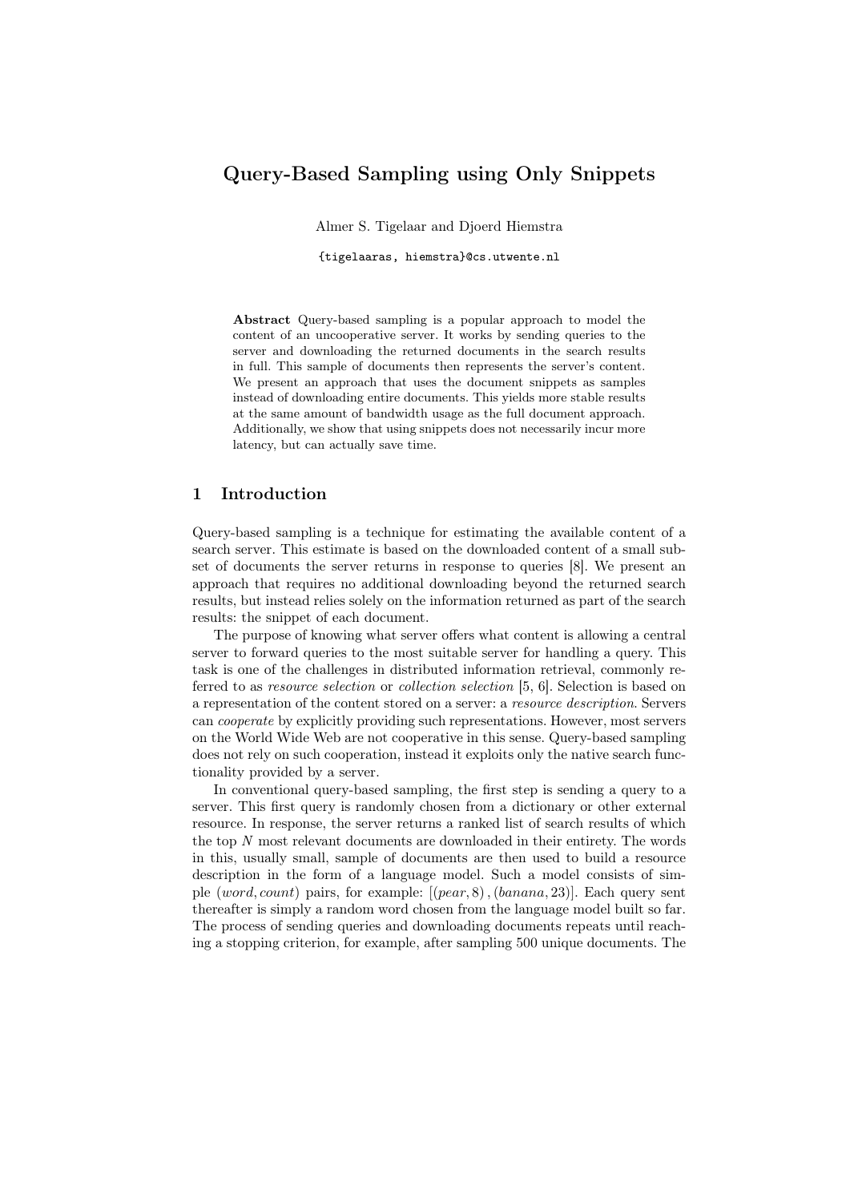# Query-Based Sampling using Only Snippets

Almer S. Tigelaar and Djoerd Hiemstra

{tigelaaras, hiemstra}@cs.utwente.nl

**Abstract** Query-based sampling is a popular approach to model the content of an uncooperative server. It works by sending queries to the server and downloading the returned documents in the search results in full. This sample of documents then represents the server's content. We present an approach that uses the document snippets as samples instead of downloading entire documents. This yields more stable results at the same amount of bandwidth usage as the full document approach. Additionally, we show that using snippets does not necessarily incur more latency, but can actually save time.

## 1 Introduction

Query-based sampling is a technique for estimating the available content of a search server. This estimate is based on the downloaded content of a small subset of documents the server returns in response to queries [8]. We present an approach that requires no additional downloading beyond the returned search results, but instead relies solely on the information returned as part of the search results: the snippet of each document.

The purpose of knowing what server offers what content is allowing a central server to forward queries to the most suitable server for handling a query. This task is one of the challenges in distributed information retrieval, commonly referred to as *resource selection* or *collection selection* [5, 6]. Selection is based on a representation of the content stored on a server: a *resource description*. Servers can *cooperate* by explicitly providing such representations. However, most servers on the World Wide Web are not cooperative in this sense. Query-based sampling does not rely on such cooperation, instead it exploits only the native search functionality provided by a server.

In conventional query-based sampling, the first step is sending a query to a server. This first query is randomly chosen from a dictionary or other external resource. In response, the server returns a ranked list of search results of which the top $N$ most relevant documents are downloaded in their entirety. The words in this, usually small, sample of documents are then used to build a resource description in the form of a language model. Such a model consists of simple $(word, count)$ pairs, for example: $[(pear, 8), (banana, 23)]$. Each query sent thereafter is simply a random word chosen from the language model built so far. The process of sending queries and downloading documents repeats until reaching a stopping criterion, for example, after sampling 500 unique documents. The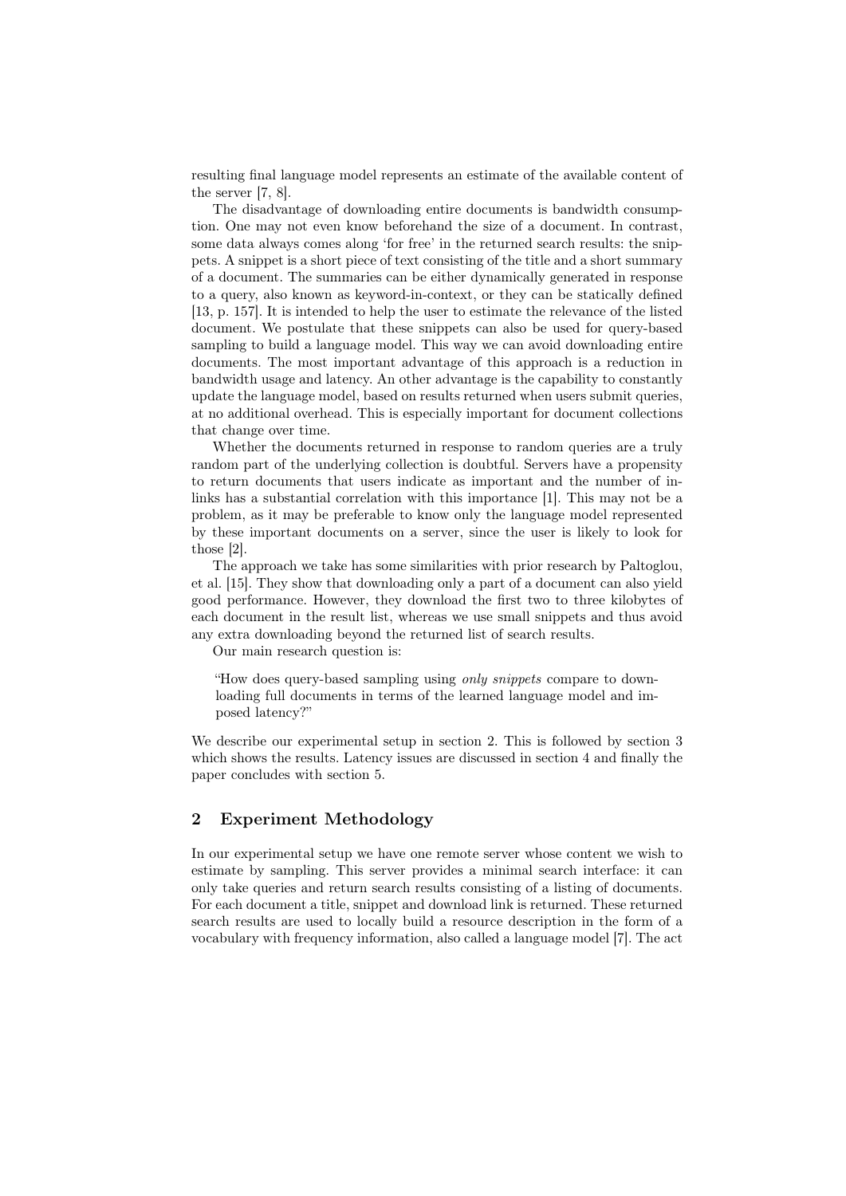resulting final language model represents an estimate of the available content of the server [7, 8].

The disadvantage of downloading entire documents is bandwidth consumption. One may not even know beforehand the size of a document. In contrast, some data always comes along 'for free' in the returned search results: the snippets. A snippet is a short piece of text consisting of the title and a short summary of a document. The summaries can be either dynamically generated in response to a query, also known as keyword-in-context, or they can be statically defined [13, p. 157]. It is intended to help the user to estimate the relevance of the listed document. We postulate that these snippets can also be used for query-based sampling to build a language model. This way we can avoid downloading entire documents. The most important advantage of this approach is a reduction in bandwidth usage and latency. An other advantage is the capability to constantly update the language model, based on results returned when users submit queries, at no additional overhead. This is especially important for document collections that change over time.

Whether the documents returned in response to random queries are a truly random part of the underlying collection is doubtful. Servers have a propensity to return documents that users indicate as important and the number of in-links has a substantial correlation with this importance [1]. This may not be a problem, as it may be preferable to know only the language model represented by these important documents on a server, since the user is likely to look for those [2].

The approach we take has some similarities with prior research by Paltoglou, et al. [15]. They show that downloading only a part of a document can also yield good performance. However, they download the first two to three kilobytes of each document in the result list, whereas we use small snippets and thus avoid any extra downloading beyond the returned list of search results.

Our main research question is:

> "How does query-based sampling using *only snippets* compare to downloading full documents in terms of the learned language model and imposed latency?"

We describe our experimental setup in section 2. This is followed by section 3 which shows the results. Latency issues are discussed in section 4 and finally the paper concludes with section 5.

## 2 Experiment Methodology

In our experimental setup we have one remote server whose content we wish to estimate by sampling. This server provides a minimal search interface: it can only take queries and return search results consisting of a listing of documents. For each document a title, snippet and download link is returned. These returned search results are used to locally build a resource description in the form of a vocabulary with frequency information, also called a language model [7]. The act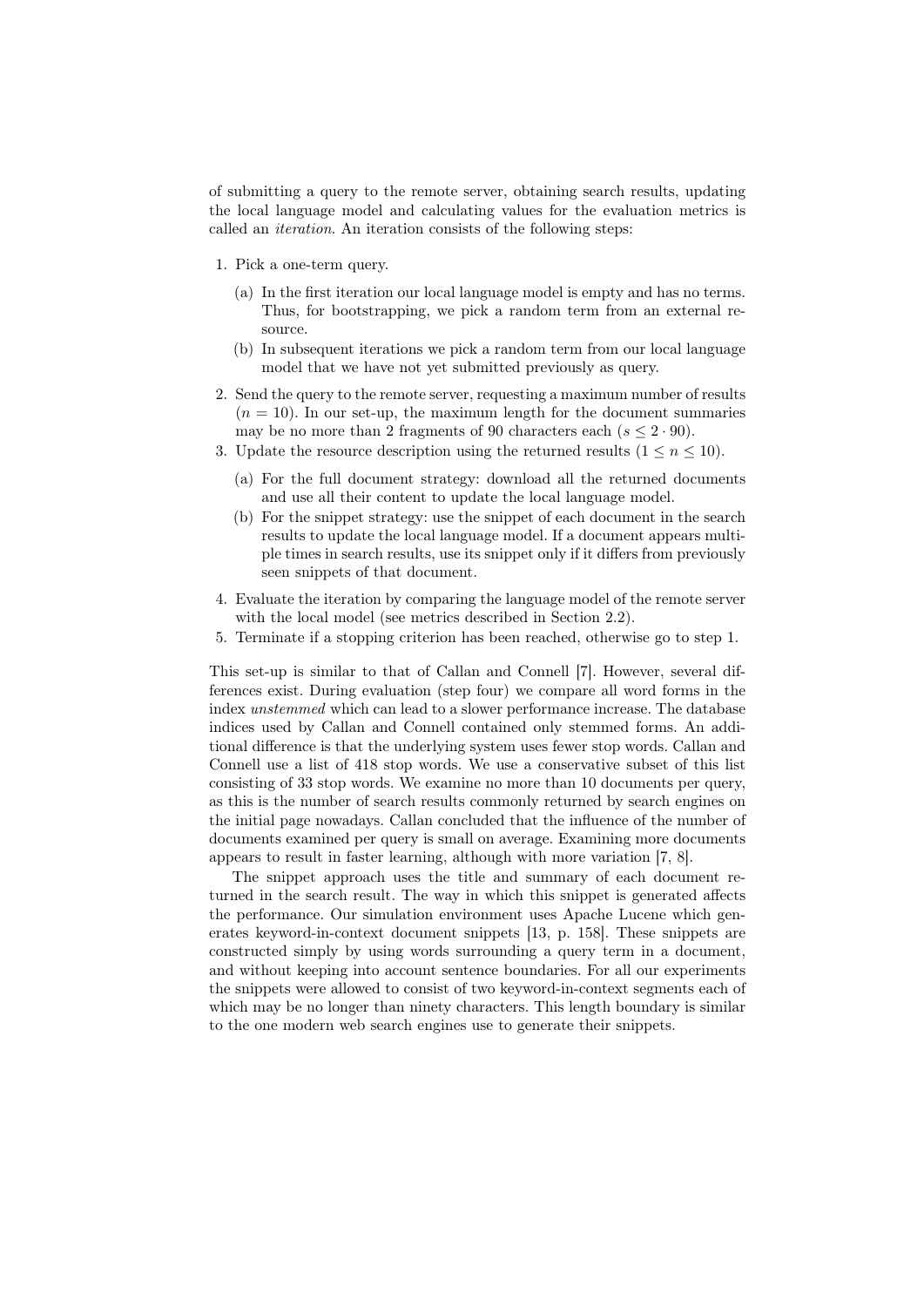of submitting a query to the remote server, obtaining search results, updating the local language model and calculating values for the evaluation metrics is called an *iteration*. An iteration consists of the following steps:

1. Pick a one-term query.
   (a) In the first iteration our local language model is empty and has no terms. Thus, for bootstrapping, we pick a random term from an external resource.
   (b) In subsequent iterations we pick a random term from our local language model that we have not yet submitted previously as query.
2. Send the query to the remote server, requesting a maximum number of results ($n = 10$). In our set-up, the maximum length for the document summaries may be no more than 2 fragments of 90 characters each ($s \leq 2 \cdot 90$).
3. Update the resource description using the returned results ($1 \leq n \leq 10$).
   (a) For the full document strategy: download all the returned documents and use all their content to update the local language model.
   (b) For the snippet strategy: use the snippet of each document in the search results to update the local language model. If a document appears multiple times in search results, use its snippet only if it differs from previously seen snippets of that document.
4. Evaluate the iteration by comparing the language model of the remote server with the local model (see metrics described in Section 2.2).
5. Terminate if a stopping criterion has been reached, otherwise go to step 1.

This set-up is similar to that of Callan and Connell [7]. However, several differences exist. During evaluation (step four) we compare all word forms in the index *unstemmed* which can lead to a slower performance increase. The database indices used by Callan and Connell contained only stemmed forms. An additional difference is that the underlying system uses fewer stop words. Callan and Connell use a list of 418 stop words. We use a conservative subset of this list consisting of 33 stop words. We examine no more than 10 documents per query, as this is the number of search results commonly returned by search engines on the initial page nowadays. Callan concluded that the influence of the number of documents examined per query is small on average. Examining more documents appears to result in faster learning, although with more variation [7, 8].

The snippet approach uses the title and summary of each document returned in the search result. The way in which this snippet is generated affects the performance. Our simulation environment uses Apache Lucene which generates keyword-in-context document snippets [13, p. 158]. These snippets are constructed simply by using words surrounding a query term in a document, and without keeping into account sentence boundaries. For all our experiments the snippets were allowed to consist of two keyword-in-context segments each of which may be no longer than ninety characters. This length boundary is similar to the one modern web search engines use to generate their snippets.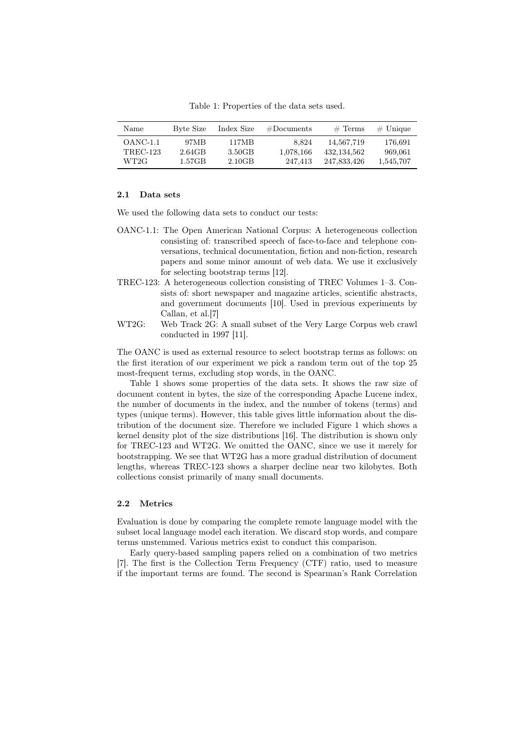Table 1: Properties of the data sets used.

| Name | Byte Size | Index Size | #Documents | # Terms | # Unique |
|---|---|---|---|---|---|
| OANC-1.1 | 97MB | 117MB | 8,824 | 14,567,719 | 176,691 |
| TREC-123 | 2.64GB | 3.50GB | 1,078,166 | 432,134,562 | 969,061 |
| WT2G | 1.57GB | 2.10GB | 247,413 | 247,833,426 | 1,545,707 |

### 2.1 Data sets

We used the following data sets to conduct our tests:

- OANC-1.1: The Open American National Corpus: A heterogeneous collection consisting of: transcribed speech of face-to-face and telephone conversations, technical documentation, fiction and non-fiction, research papers and some minor amount of web data. We use it exclusively for selecting bootstrap terms [12].
- TREC-123: A heterogeneous collection consisting of TREC Volumes 1–3. Consists of: short newspaper and magazine articles, scientific abstracts, and government documents [10]. Used in previous experiments by Callan, et al.[7]
- WT2G: Web Track 2G: A small subset of the Very Large Corpus web crawl conducted in 1997 [11].

The OANC is used as external resource to select bootstrap terms as follows: on the first iteration of our experiment we pick a random term out of the top 25 most-frequent terms, excluding stop words, in the OANC.

Table 1 shows some properties of the data sets. It shows the raw size of document content in bytes, the size of the corresponding Apache Lucene index, the number of documents in the index, and the number of tokens (terms) and types (unique terms). However, this table gives little information about the distribution of the document size. Therefore we included Figure 1 which shows a kernel density plot of the size distributions [16]. The distribution is shown only for TREC-123 and WT2G. We omitted the OANC, since we use it merely for bootstrapping. We see that WT2G has a more gradual distribution of document lengths, whereas TREC-123 shows a sharper decline near two kilobytes. Both collections consist primarily of many small documents.

### 2.2 Metrics

Evaluation is done by comparing the complete remote language model with the subset local language model each iteration. We discard stop words, and compare terms unstemmed. Various metrics exist to conduct this comparison.

Early query-based sampling papers relied on a combination of two metrics [7]. The first is the Collection Term Frequency (CTF) ratio, used to measure if the important terms are found. The second is Spearman's Rank Correlation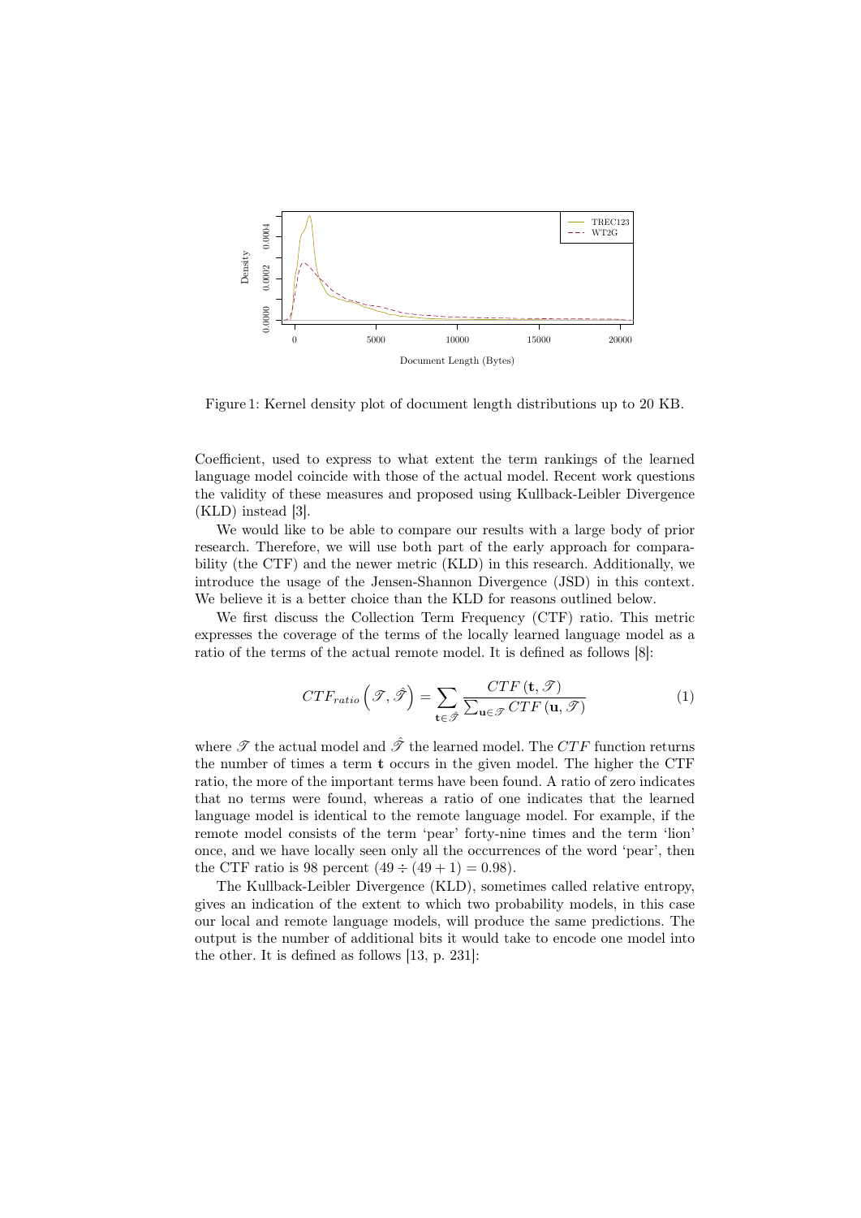Figure 1: Kernel density plot of document length distributions up to 20 KB.

Coefficient, used to express to what extent the term rankings of the learned language model coincide with those of the actual model. Recent work questions the validity of these measures and proposed using Kullback-Leibler Divergence (KLD) instead [3].

We would like to be able to compare our results with a large body of prior research. Therefore, we will use both part of the early approach for comparability (the CTF) and the newer metric (KLD) in this research. Additionally, we introduce the usage of the Jensen-Shannon Divergence (JSD) in this context. We believe it is a better choice than the KLD for reasons outlined below.

We first discuss the Collection Term Frequency (CTF) ratio. This metric expresses the coverage of the terms of the locally learned language model as a ratio of the terms of the actual remote model. It is defined as follows [8]:

$$CTF_{ratio}\left(\mathscr{T}, \hat{\mathscr{T}}\right) = \sum_{\mathbf{t} \in \hat{\mathscr{T}}} \frac{CTF\left(\mathbf{t}, \mathscr{T}\right)}{\sum_{\mathbf{u} \in \mathscr{T}} CTF\left(\mathbf{u}, \mathscr{T}\right)} \tag{1}$$

where $\mathscr{T}$ the actual model and $\hat{\mathscr{T}}$ the learned model. The $CTF$ function returns the number of times a term $\mathbf{t}$ occurs in the given model. The higher the CTF ratio, the more of the important terms have been found. A ratio of zero indicates that no terms were found, whereas a ratio of one indicates that the learned language model is identical to the remote language model. For example, if the remote model consists of the term 'pear' forty-nine times and the term 'lion' once, and we have locally seen only all the occurrences of the word 'pear', then the CTF ratio is 98 percent $(49 \div (49 + 1) = 0.98)$.

The Kullback-Leibler Divergence (KLD), sometimes called relative entropy, gives an indication of the extent to which two probability models, in this case our local and remote language models, will produce the same predictions. The output is the number of additional bits it would take to encode one model into the other. It is defined as follows [13, p. 231]: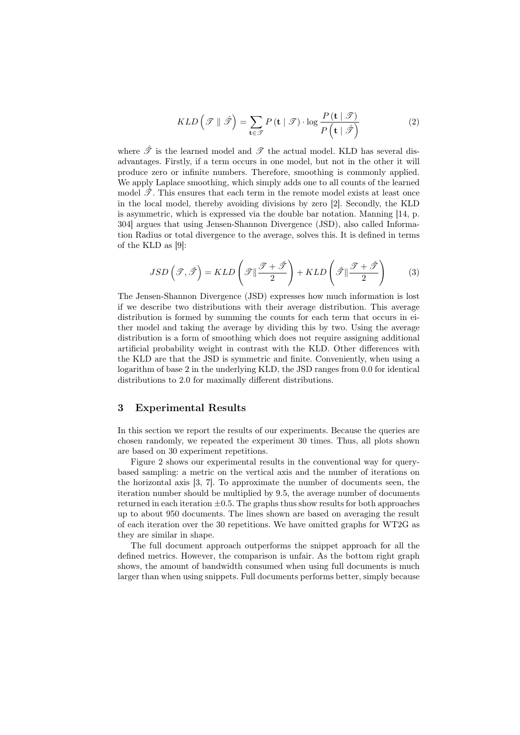$$KLD\left(\mathscr{T} \parallel \hat{\mathscr{T}}\right) = \sum_{\mathbf{t} \in \mathscr{T}} P\left(\mathbf{t} \mid \mathscr{T}\right) \cdot \log \frac{P\left(\mathbf{t} \mid \mathscr{T}\right)}{P\left(\mathbf{t} \mid \hat{\mathscr{T}}\right)} \tag{2}$$

where $\hat{\mathscr{T}}$ is the learned model and $\mathscr{T}$ the actual model. KLD has several disadvantages. Firstly, if a term occurs in one model, but not in the other it will produce zero or infinite numbers. Therefore, smoothing is commonly applied. We apply Laplace smoothing, which simply adds one to all counts of the learned model $\hat{\mathscr{T}}$. This ensures that each term in the remote model exists at least once in the local model, thereby avoiding divisions by zero [2]. Secondly, the KLD is asymmetric, which is expressed via the double bar notation. Manning [14, p. 304] argues that using Jensen-Shannon Divergence (JSD), also called Information Radius or total divergence to the average, solves this. It is defined in terms of the KLD as [9]:

$$JSD\left(\mathscr{T}, \hat{\mathscr{T}}\right) = KLD\left(\mathscr{T} \| \frac{\mathscr{T} + \hat{\mathscr{T}}}{2}\right) + KLD\left(\hat{\mathscr{T}} \| \frac{\mathscr{T} + \hat{\mathscr{T}}}{2}\right) \tag{3}$$

The Jensen-Shannon Divergence (JSD) expresses how much information is lost if we describe two distributions with their average distribution. This average distribution is formed by summing the counts for each term that occurs in either model and taking the average by dividing this by two. Using the average distribution is a form of smoothing which does not require assigning additional artificial probability weight in contrast with the KLD. Other differences with the KLD are that the JSD is symmetric and finite. Conveniently, when using a logarithm of base 2 in the underlying KLD, the JSD ranges from 0.0 for identical distributions to 2.0 for maximally different distributions.

## 3 Experimental Results

In this section we report the results of our experiments. Because the queries are chosen randomly, we repeated the experiment 30 times. Thus, all plots shown are based on 30 experiment repetitions.

Figure 2 shows our experimental results in the conventional way for query-based sampling: a metric on the vertical axis and the number of iterations on the horizontal axis [3, 7]. To approximate the number of documents seen, the iteration number should be multiplied by 9.5, the average number of documents returned in each iteration $\pm 0.5$. The graphs thus show results for both approaches up to about 950 documents. The lines shown are based on averaging the result of each iteration over the 30 repetitions. We have omitted graphs for WT2G as they are similar in shape.

The full document approach outperforms the snippet approach for all the defined metrics. However, the comparison is unfair. As the bottom right graph shows, the amount of bandwidth consumed when using full documents is much larger than when using snippets. Full documents performs better, simply because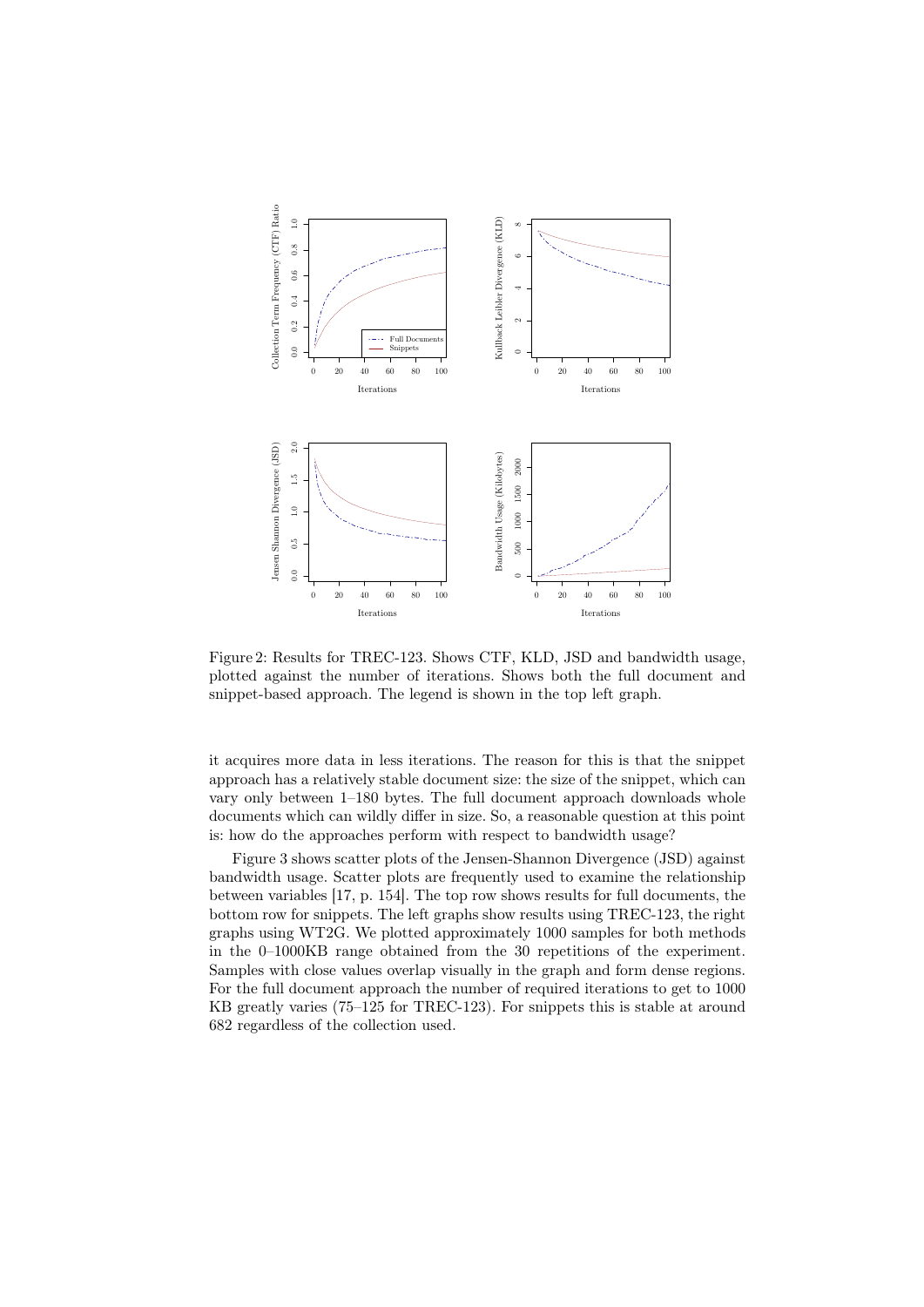Figure 2: Results for TREC-123. Shows CTF, KLD, JSD and bandwidth usage, plotted against the number of iterations. Shows both the full document and snippet-based approach. The legend is shown in the top left graph.

it acquires more data in less iterations. The reason for this is that the snippet approach has a relatively stable document size: the size of the snippet, which can vary only between 1–180 bytes. The full document approach downloads whole documents which can wildly differ in size. So, a reasonable question at this point is: how do the approaches perform with respect to bandwidth usage?

Figure 3 shows scatter plots of the Jensen-Shannon Divergence (JSD) against bandwidth usage. Scatter plots are frequently used to examine the relationship between variables [17, p. 154]. The top row shows results for full documents, the bottom row for snippets. The left graphs show results using TREC-123, the right graphs using WT2G. We plotted approximately 1000 samples for both methods in the 0–1000KB range obtained from the 30 repetitions of the experiment. Samples with close values overlap visually in the graph and form dense regions. For the full document approach the number of required iterations to get to 1000 KB greatly varies (75–125 for TREC-123). For snippets this is stable at around 682 regardless of the collection used.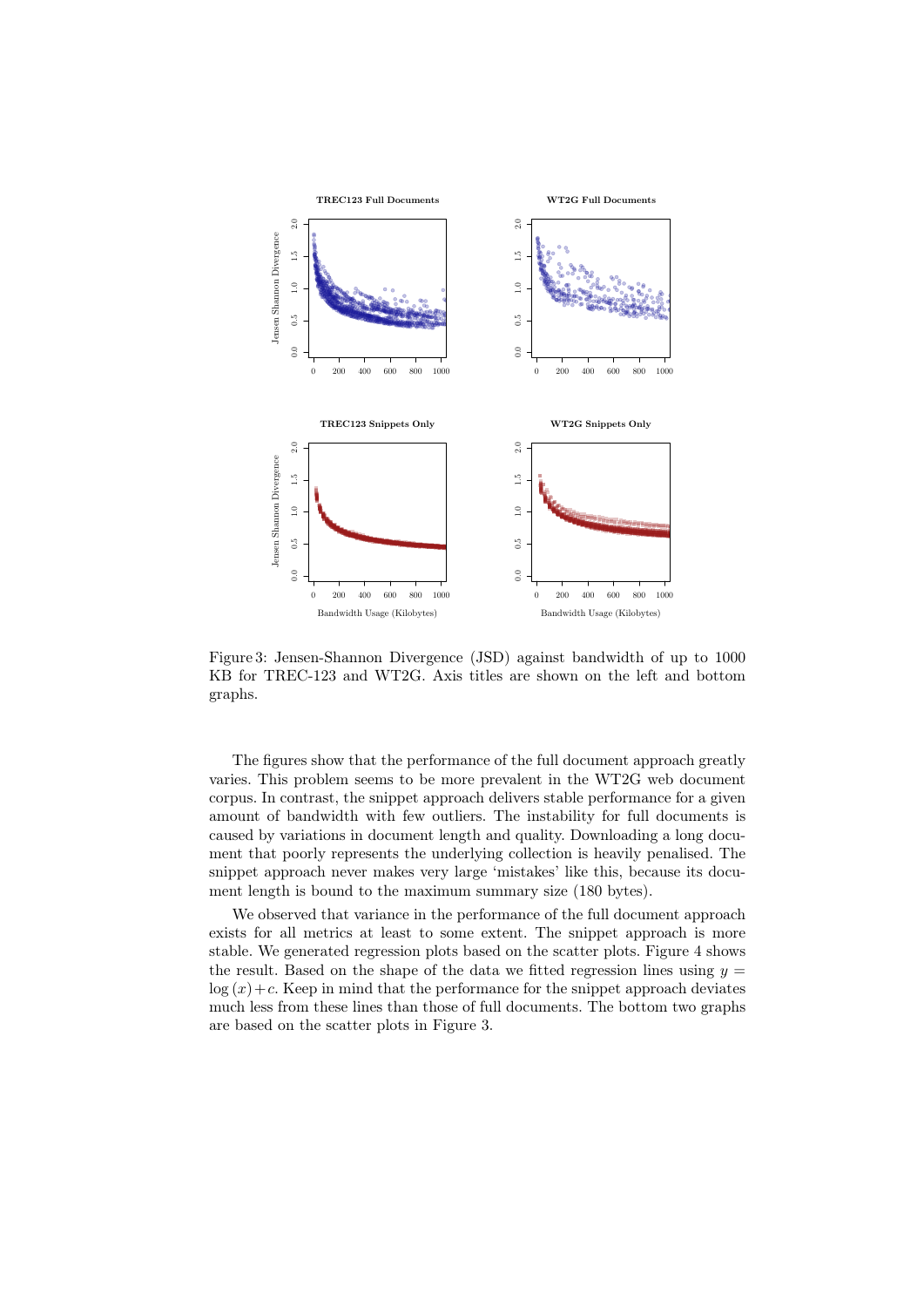Figure 3: Jensen-Shannon Divergence (JSD) against bandwidth of up to 1000 KB for TREC-123 and WT2G. Axis titles are shown on the left and bottom graphs.

The figures show that the performance of the full document approach greatly varies. This problem seems to be more prevalent in the WT2G web document corpus. In contrast, the snippet approach delivers stable performance for a given amount of bandwidth with few outliers. The instability for full documents is caused by variations in document length and quality. Downloading a long document that poorly represents the underlying collection is heavily penalised. The snippet approach never makes very large 'mistakes' like this, because its document length is bound to the maximum summary size (180 bytes).

We observed that variance in the performance of the full document approach exists for all metrics at least to some extent. The snippet approach is more stable. We generated regression plots based on the scatter plots. Figure 4 shows the result. Based on the shape of the data we fitted regression lines using $y = \log(x) + c$. Keep in mind that the performance for the snippet approach deviates much less from these lines than those of full documents. The bottom two graphs are based on the scatter plots in Figure 3.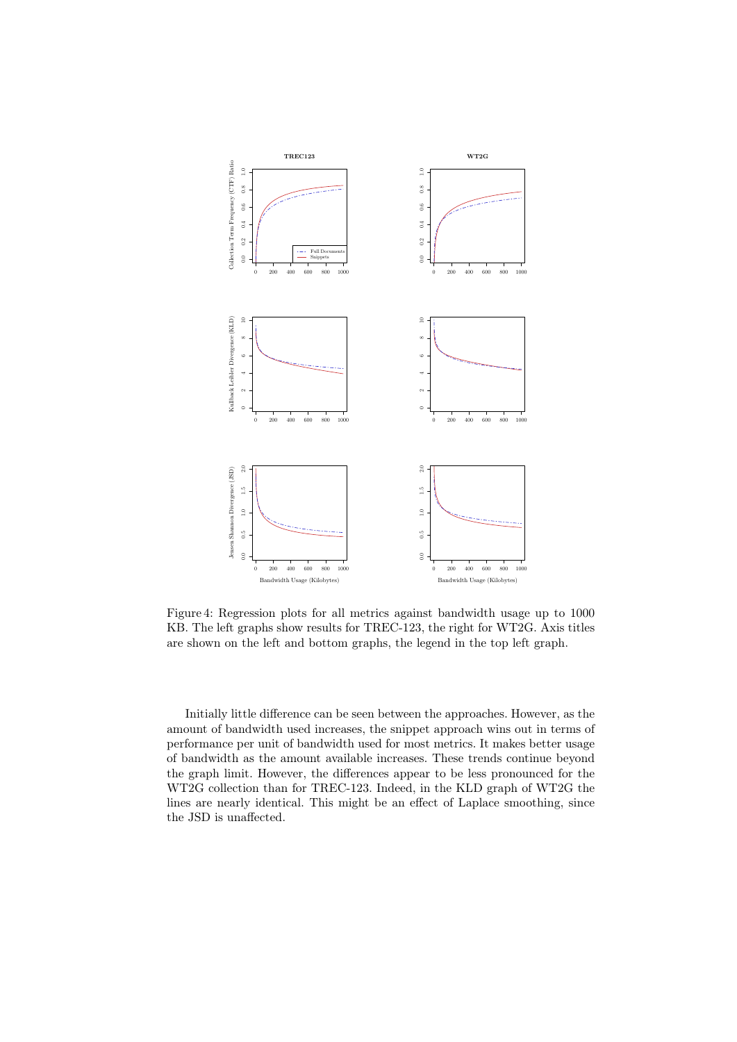Figure 4: Regression plots for all metrics against bandwidth usage up to 1000 KB. The left graphs show results for TREC-123, the right for WT2G. Axis titles are shown on the left and bottom graphs, the legend in the top left graph.

Initially little difference can be seen between the approaches. However, as the amount of bandwidth used increases, the snippet approach wins out in terms of performance per unit of bandwidth used for most metrics. It makes better usage of bandwidth as the amount available increases. These trends continue beyond the graph limit. However, the differences appear to be less pronounced for the WT2G collection than for TREC-123. Indeed, in the KLD graph of WT2G the lines are nearly identical. This might be an effect of Laplace smoothing, since the JSD is unaffected.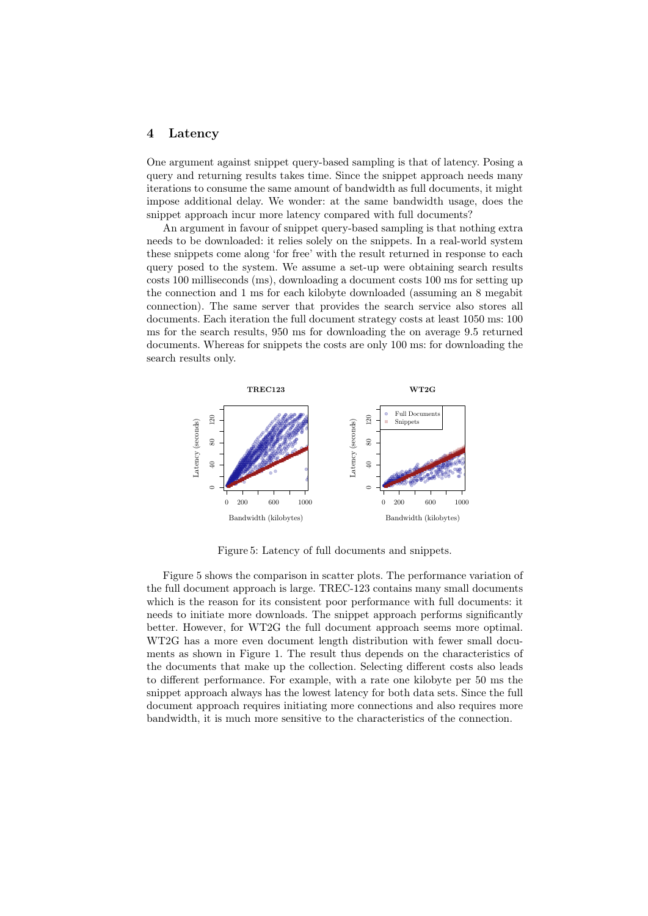## 4 Latency

One argument against snippet query-based sampling is that of latency. Posing a query and returning results takes time. Since the snippet approach needs many iterations to consume the same amount of bandwidth as full documents, it might impose additional delay. We wonder: at the same bandwidth usage, does the snippet approach incur more latency compared with full documents?

An argument in favour of snippet query-based sampling is that nothing extra needs to be downloaded: it relies solely on the snippets. In a real-world system these snippets come along 'for free' with the result returned in response to each query posed to the system. We assume a set-up were obtaining search results costs 100 milliseconds (ms), downloading a document costs 100 ms for setting up the connection and 1 ms for each kilobyte downloaded (assuming an 8 megabit connection). The same server that provides the search service also stores all documents. Each iteration the full document strategy costs at least 1050 ms: 100 ms for the search results, 950 ms for downloading the on average 9.5 returned documents. Whereas for snippets the costs are only 100 ms: for downloading the search results only.

Figure 5: Latency of full documents and snippets.

Figure 5 shows the comparison in scatter plots. The performance variation of the full document approach is large. TREC-123 contains many small documents which is the reason for its consistent poor performance with full documents: it needs to initiate more downloads. The snippet approach performs significantly better. However, for WT2G the full document approach seems more optimal. WT2G has a more even document length distribution with fewer small documents as shown in Figure 1. The result thus depends on the characteristics of the documents that make up the collection. Selecting different costs also leads to different performance. For example, with a rate one kilobyte per 50 ms the snippet approach always has the lowest latency for both data sets. Since the full document approach requires initiating more connections and also requires more bandwidth, it is much more sensitive to the characteristics of the connection.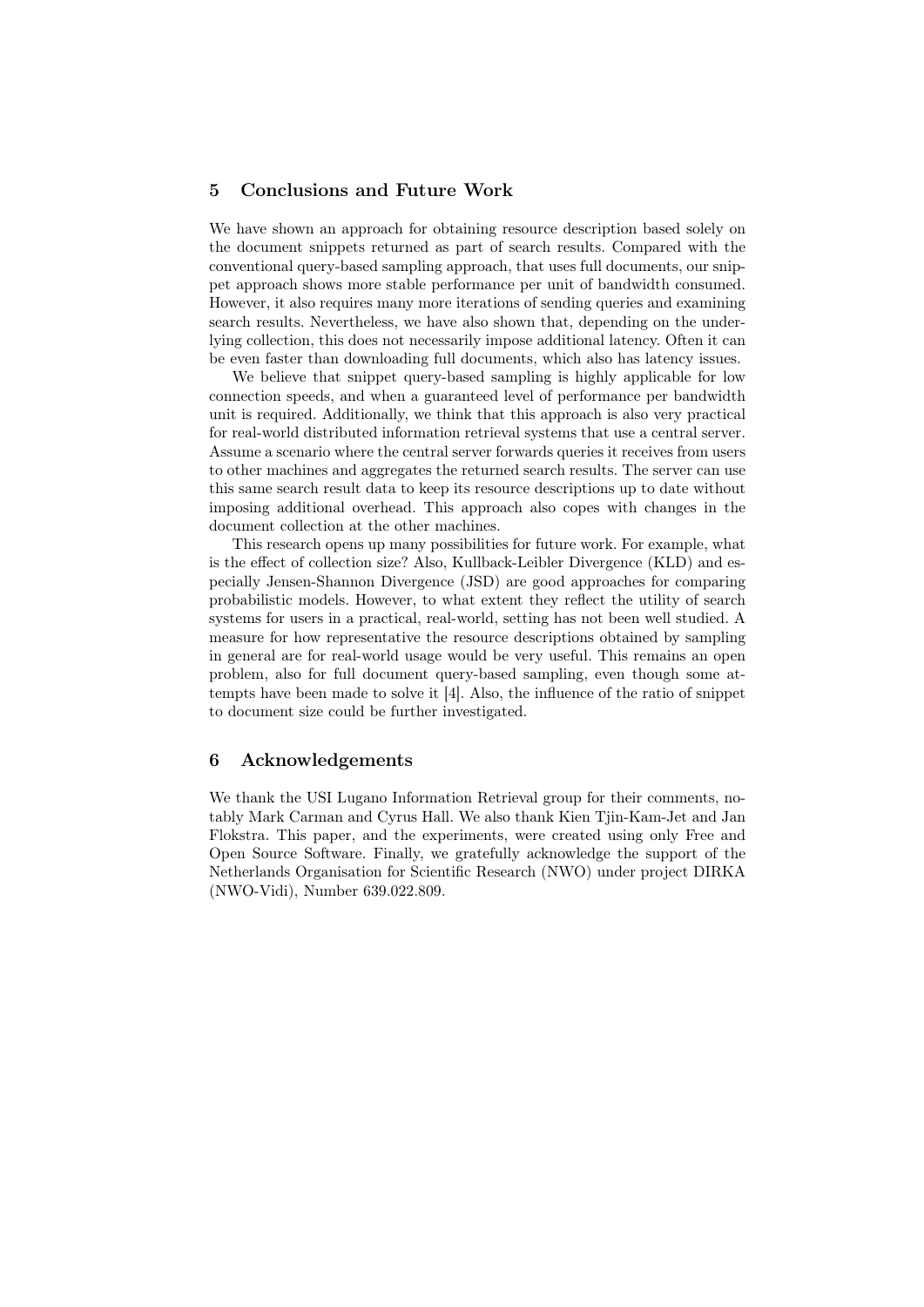## 5 Conclusions and Future Work

We have shown an approach for obtaining resource description based solely on the document snippets returned as part of search results. Compared with the conventional query-based sampling approach, that uses full documents, our snippet approach shows more stable performance per unit of bandwidth consumed. However, it also requires many more iterations of sending queries and examining search results. Nevertheless, we have also shown that, depending on the underlying collection, this does not necessarily impose additional latency. Often it can be even faster than downloading full documents, which also has latency issues.

We believe that snippet query-based sampling is highly applicable for low connection speeds, and when a guaranteed level of performance per bandwidth unit is required. Additionally, we think that this approach is also very practical for real-world distributed information retrieval systems that use a central server. Assume a scenario where the central server forwards queries it receives from users to other machines and aggregates the returned search results. The server can use this same search result data to keep its resource descriptions up to date without imposing additional overhead. This approach also copes with changes in the document collection at the other machines.

This research opens up many possibilities for future work. For example, what is the effect of collection size? Also, Kullback-Leibler Divergence (KLD) and especially Jensen-Shannon Divergence (JSD) are good approaches for comparing probabilistic models. However, to what extent they reflect the utility of search systems for users in a practical, real-world, setting has not been well studied. A measure for how representative the resource descriptions obtained by sampling in general are for real-world usage would be very useful. This remains an open problem, also for full document query-based sampling, even though some attempts have been made to solve it [4]. Also, the influence of the ratio of snippet to document size could be further investigated.

## 6 Acknowledgements

We thank the USI Lugano Information Retrieval group for their comments, notably Mark Carman and Cyrus Hall. We also thank Kien Tjin-Kam-Jet and Jan Flokstra. This paper, and the experiments, were created using only Free and Open Source Software. Finally, we gratefully acknowledge the support of the Netherlands Organisation for Scientific Research (NWO) under project DIRKA (NWO-Vidi), Number 639.022.809.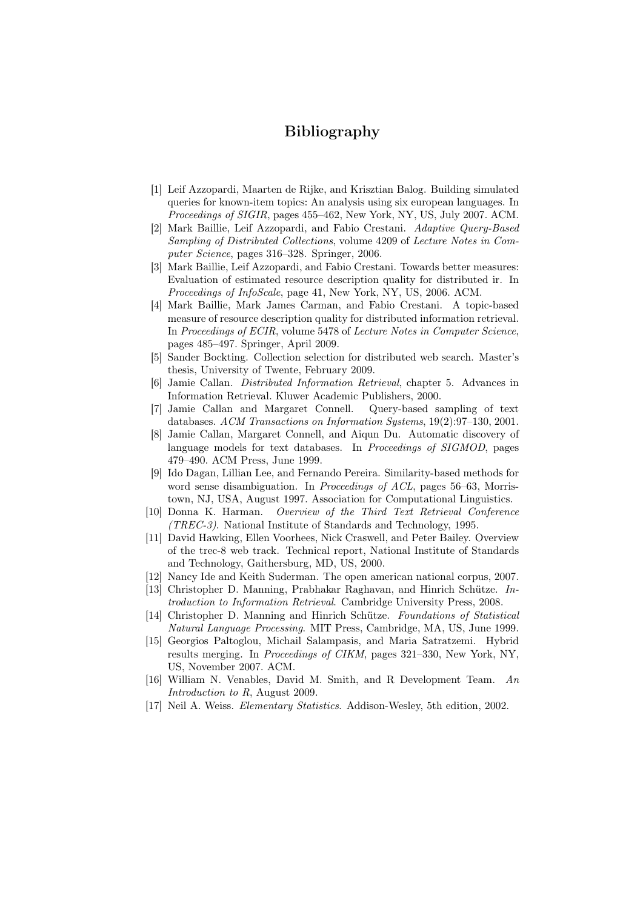# Bibliography

[1] Leif Azzopardi, Maarten de Rijke, and Krisztian Balog. Building simulated queries for known-item topics: An analysis using six european languages. In *Proceedings of SIGIR*, pages 455–462, New York, NY, US, July 2007. ACM.

[2] Mark Baillie, Leif Azzopardi, and Fabio Crestani. *Adaptive Query-Based Sampling of Distributed Collections*, volume 4209 of *Lecture Notes in Computer Science*, pages 316–328. Springer, 2006.

[3] Mark Baillie, Leif Azzopardi, and Fabio Crestani. Towards better measures: Evaluation of estimated resource description quality for distributed ir. In *Proceedings of InfoScale*, page 41, New York, NY, US, 2006. ACM.

[4] Mark Baillie, Mark James Carman, and Fabio Crestani. A topic-based measure of resource description quality for distributed information retrieval. In *Proceedings of ECIR*, volume 5478 of *Lecture Notes in Computer Science*, pages 485–497. Springer, April 2009.

[5] Sander Bockting. Collection selection for distributed web search. Master's thesis, University of Twente, February 2009.

[6] Jamie Callan. *Distributed Information Retrieval*, chapter 5. Advances in Information Retrieval. Kluwer Academic Publishers, 2000.

[7] Jamie Callan and Margaret Connell. Query-based sampling of text databases. *ACM Transactions on Information Systems*, 19(2):97–130, 2001.

[8] Jamie Callan, Margaret Connell, and Aiqun Du. Automatic discovery of language models for text databases. In *Proceedings of SIGMOD*, pages 479–490. ACM Press, June 1999.

[9] Ido Dagan, Lillian Lee, and Fernando Pereira. Similarity-based methods for word sense disambiguation. In *Proceedings of ACL*, pages 56–63, Morristown, NJ, USA, August 1997. Association for Computational Linguistics.

[10] Donna K. Harman. *Overview of the Third Text Retrieval Conference (TREC-3)*. National Institute of Standards and Technology, 1995.

[11] David Hawking, Ellen Voorhees, Nick Craswell, and Peter Bailey. Overview of the trec-8 web track. Technical report, National Institute of Standards and Technology, Gaithersburg, MD, US, 2000.

[12] Nancy Ide and Keith Suderman. The open american national corpus, 2007.

[13] Christopher D. Manning, Prabhakar Raghavan, and Hinrich Schütze. *Introduction to Information Retrieval*. Cambridge University Press, 2008.

[14] Christopher D. Manning and Hinrich Schütze. *Foundations of Statistical Natural Language Processing*. MIT Press, Cambridge, MA, US, June 1999.

[15] Georgios Paltoglou, Michail Salampasis, and Maria Satratzemi. Hybrid results merging. In *Proceedings of CIKM*, pages 321–330, New York, NY, US, November 2007. ACM.

[16] William N. Venables, David M. Smith, and R Development Team. *An Introduction to R*, August 2009.

[17] Neil A. Weiss. *Elementary Statistics*. Addison-Wesley, 5th edition, 2002.